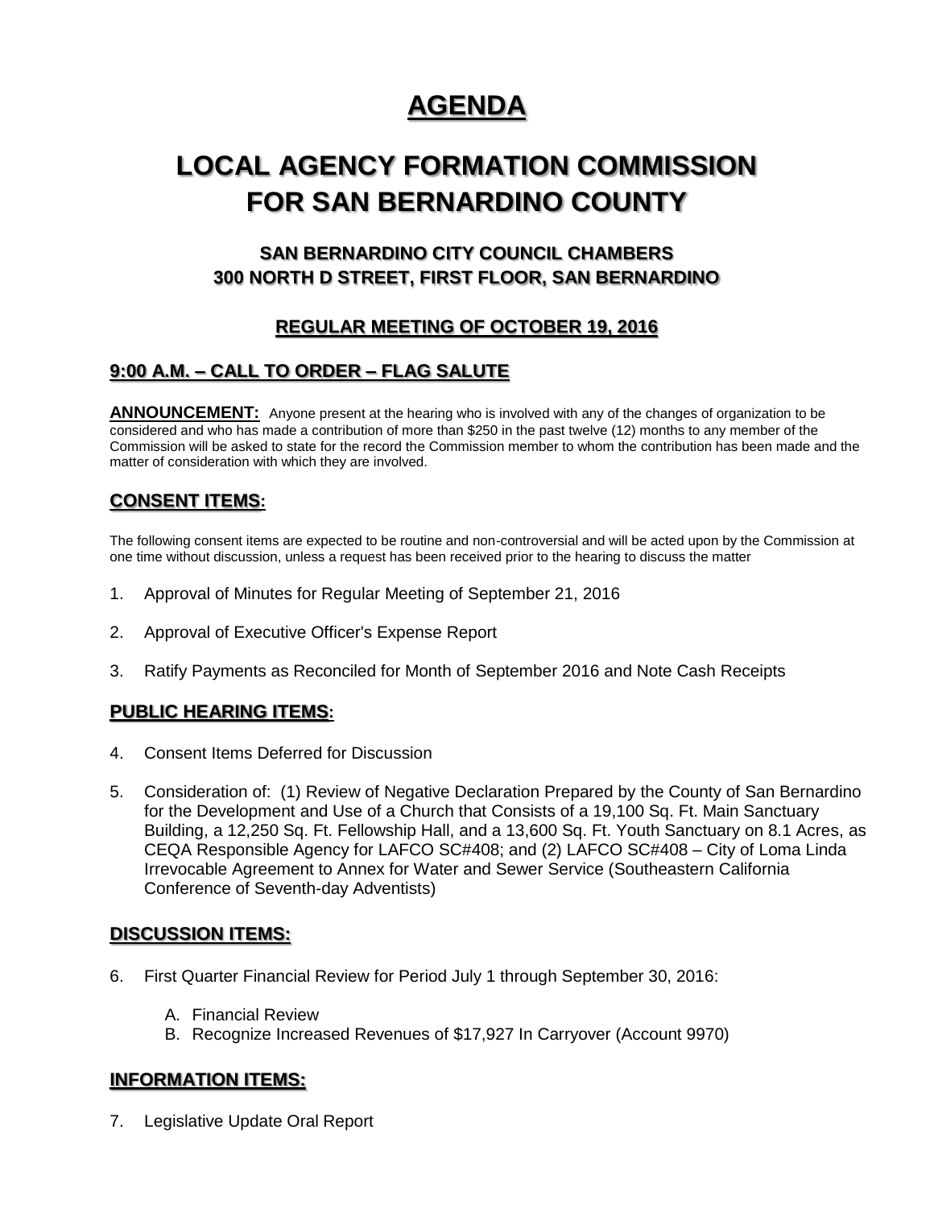# AGENDA

# LOCAL AGENCY FORMATION COMMISSION FOR SAN BERNARDINO COUNTY

### SAN BERNARDINO CITY COUNCIL CHAMBERS
### 300 NORTH D STREET, FIRST FLOOR, SAN BERNARDINO

### REGULAR MEETING OF OCTOBER 19, 2016

## 9:00 A.M. – CALL TO ORDER – FLAG SALUTE

**ANNOUNCEMENT:** Anyone present at the hearing who is involved with any of the changes of organization to be considered and who has made a contribution of more than $250 in the past twelve (12) months to any member of the Commission will be asked to state for the record the Commission member to whom the contribution has been made and the matter of consideration with which they are involved.

## CONSENT ITEMS:

The following consent items are expected to be routine and non-controversial and will be acted upon by the Commission at one time without discussion, unless a request has been received prior to the hearing to discuss the matter

1. Approval of Minutes for Regular Meeting of September 21, 2016
2. Approval of Executive Officer's Expense Report
3. Ratify Payments as Reconciled for Month of September 2016 and Note Cash Receipts

## PUBLIC HEARING ITEMS:

4. Consent Items Deferred for Discussion
5. Consideration of: (1) Review of Negative Declaration Prepared by the County of San Bernardino for the Development and Use of a Church that Consists of a 19,100 Sq. Ft. Main Sanctuary Building, a 12,250 Sq. Ft. Fellowship Hall, and a 13,600 Sq. Ft. Youth Sanctuary on 8.1 Acres, as CEQA Responsible Agency for LAFCO SC#408; and (2) LAFCO SC#408 – City of Loma Linda Irrevocable Agreement to Annex for Water and Sewer Service (Southeastern California Conference of Seventh-day Adventists)

## DISCUSSION ITEMS:

6. First Quarter Financial Review for Period July 1 through September 30, 2016:
   A. Financial Review
   B. Recognize Increased Revenues of $17,927 In Carryover (Account 9970)

## INFORMATION ITEMS:

7. Legislative Update Oral Report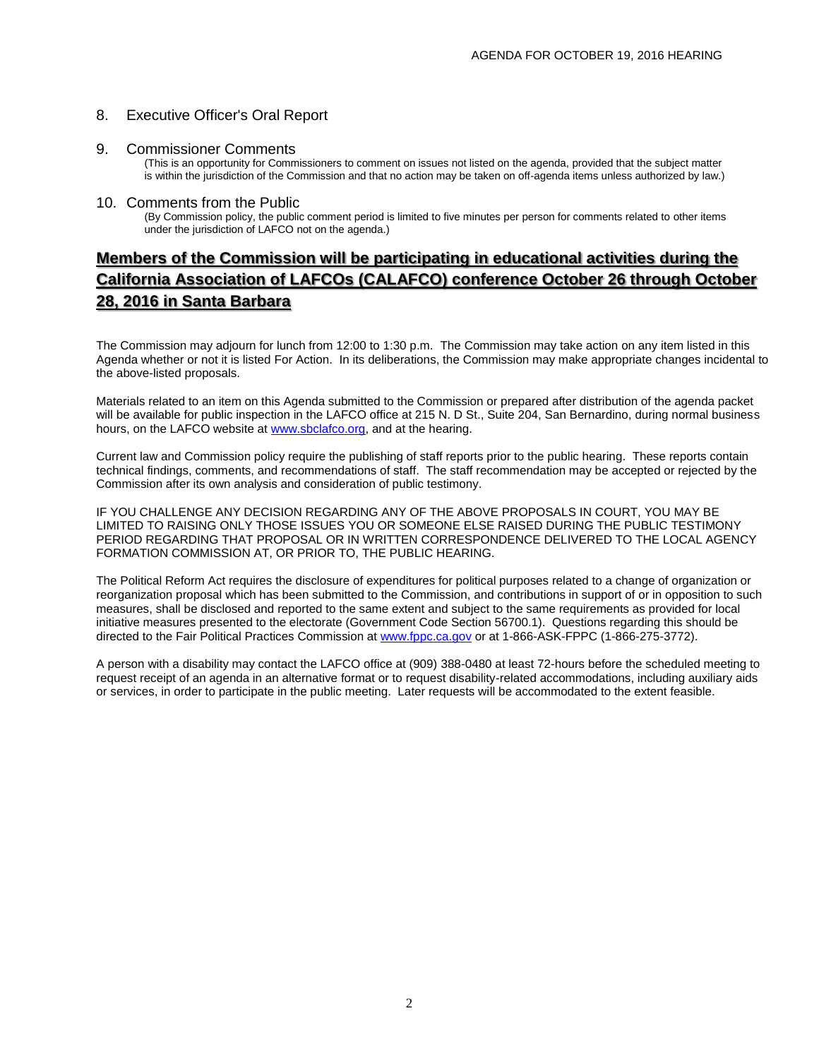8. Executive Officer's Oral Report

9. Commissioner Comments
   (This is an opportunity for Commissioners to comment on issues not listed on the agenda, provided that the subject matter is within the jurisdiction of the Commission and that no action may be taken on off-agenda items unless authorized by law.)

10. Comments from the Public
   (By Commission policy, the public comment period is limited to five minutes per person for comments related to other items under the jurisdiction of LAFCO not on the agenda.)

**Members of the Commission will be participating in educational activities during the California Association of LAFCOs (CALAFCO) conference October 26 through October 28, 2016 in Santa Barbara**

The Commission may adjourn for lunch from 12:00 to 1:30 p.m. The Commission may take action on any item listed in this Agenda whether or not it is listed For Action. In its deliberations, the Commission may make appropriate changes incidental to the above-listed proposals.

Materials related to an item on this Agenda submitted to the Commission or prepared after distribution of the agenda packet will be available for public inspection in the LAFCO office at 215 N. D St., Suite 204, San Bernardino, during normal business hours, on the LAFCO website at www.sbclafco.org, and at the hearing.

Current law and Commission policy require the publishing of staff reports prior to the public hearing. These reports contain technical findings, comments, and recommendations of staff. The staff recommendation may be accepted or rejected by the Commission after its own analysis and consideration of public testimony.

IF YOU CHALLENGE ANY DECISION REGARDING ANY OF THE ABOVE PROPOSALS IN COURT, YOU MAY BE LIMITED TO RAISING ONLY THOSE ISSUES YOU OR SOMEONE ELSE RAISED DURING THE PUBLIC TESTIMONY PERIOD REGARDING THAT PROPOSAL OR IN WRITTEN CORRESPONDENCE DELIVERED TO THE LOCAL AGENCY FORMATION COMMISSION AT, OR PRIOR TO, THE PUBLIC HEARING.

The Political Reform Act requires the disclosure of expenditures for political purposes related to a change of organization or reorganization proposal which has been submitted to the Commission, and contributions in support of or in opposition to such measures, shall be disclosed and reported to the same extent and subject to the same requirements as provided for local initiative measures presented to the electorate (Government Code Section 56700.1). Questions regarding this should be directed to the Fair Political Practices Commission at www.fppc.ca.gov or at 1-866-ASK-FPPC (1-866-275-3772).

A person with a disability may contact the LAFCO office at (909) 388-0480 at least 72-hours before the scheduled meeting to request receipt of an agenda in an alternative format or to request disability-related accommodations, including auxiliary aids or services, in order to participate in the public meeting. Later requests will be accommodated to the extent feasible.